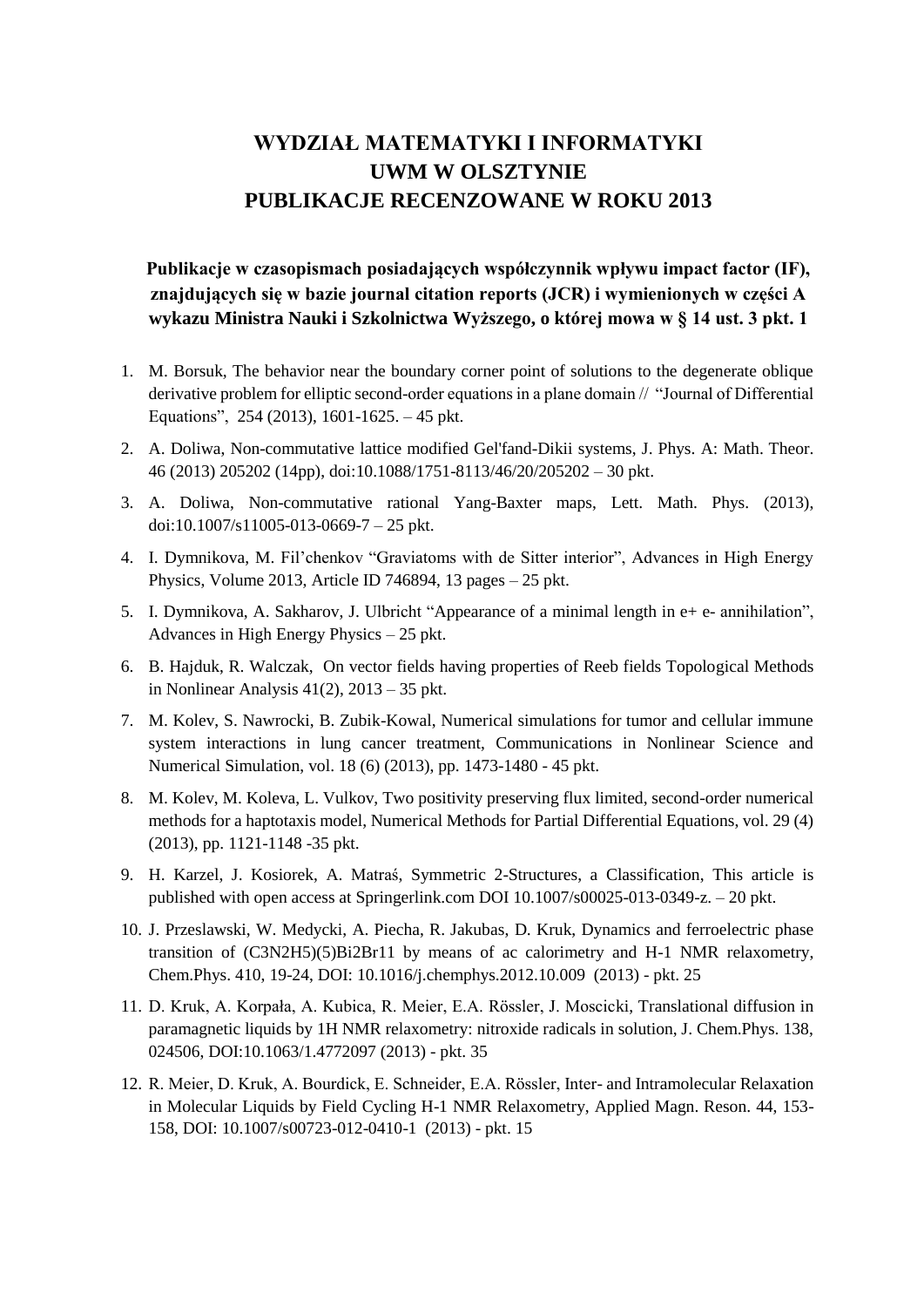# WYDZIAŁ MATEMATYKI I INFORMATYKI
# UWM W OLSZTYNIE
# PUBLIKACJE RECENZOWANE W ROKU 2013

**Publikacje w czasopismach posiadających współczynnik wpływu impact factor (IF), znajdujących się w bazie journal citation reports (JCR) i wymienionych w części A wykazu Ministra Nauki i Szkolnictwa Wyższego, o której mowa w § 14 ust. 3 pkt. 1**

1. M. Borsuk, The behavior near the boundary corner point of solutions to the degenerate oblique derivative problem for elliptic second-order equations in a plane domain // "Journal of Differential Equations", 254 (2013), 1601-1625. – 45 pkt.
2. A. Doliwa, Non-commutative lattice modified Gel'fand-Dikii systems, J. Phys. A: Math. Theor. 46 (2013) 205202 (14pp), doi:10.1088/1751-8113/46/20/205202 – 30 pkt.
3. A. Doliwa, Non-commutative rational Yang-Baxter maps, Lett. Math. Phys. (2013), doi:10.1007/s11005-013-0669-7 – 25 pkt.
4. I. Dymnikova, M. Fil'chenkov "Graviatoms with de Sitter interior", Advances in High Energy Physics, Volume 2013, Article ID 746894, 13 pages – 25 pkt.
5. I. Dymnikova, A. Sakharov, J. Ulbricht "Appearance of a minimal length in e+ e- annihilation", Advances in High Energy Physics – 25 pkt.
6. B. Hajduk, R. Walczak, On vector fields having properties of Reeb fields Topological Methods in Nonlinear Analysis 41(2), 2013 – 35 pkt.
7. M. Kolev, S. Nawrocki, B. Zubik-Kowal, Numerical simulations for tumor and cellular immune system interactions in lung cancer treatment, Communications in Nonlinear Science and Numerical Simulation, vol. 18 (6) (2013), pp. 1473-1480 - 45 pkt.
8. M. Kolev, M. Koleva, L. Vulkov, Two positivity preserving flux limited, second-order numerical methods for a haptotaxis model, Numerical Methods for Partial Differential Equations, vol. 29 (4) (2013), pp. 1121-1148 -35 pkt.
9. H. Karzel, J. Kosiorek, A. Matraś, Symmetric 2-Structures, a Classification, This article is published with open access at Springerlink.com DOI 10.1007/s00025-013-0349-z. – 20 pkt.
10. J. Przeslawski, W. Medycki, A. Piecha, R. Jakubas, D. Kruk, Dynamics and ferroelectric phase transition of (C3N2H5)(5)Bi2Br11 by means of ac calorimetry and H-1 NMR relaxometry, Chem.Phys. 410, 19-24, DOI: 10.1016/j.chemphys.2012.10.009 (2013) - pkt. 25
11. D. Kruk, A. Korpała, A. Kubica, R. Meier, E.A. Rössler, J. Moscicki, Translational diffusion in paramagnetic liquids by 1H NMR relaxometry: nitroxide radicals in solution, J. Chem.Phys. 138, 024506, DOI:10.1063/1.4772097 (2013) - pkt. 35
12. R. Meier, D. Kruk, A. Bourdick, E. Schneider, E.A. Rössler, Inter- and Intramolecular Relaxation in Molecular Liquids by Field Cycling H-1 NMR Relaxometry, Applied Magn. Reson. 44, 153-158, DOI: 10.1007/s00723-012-0410-1 (2013) - pkt. 15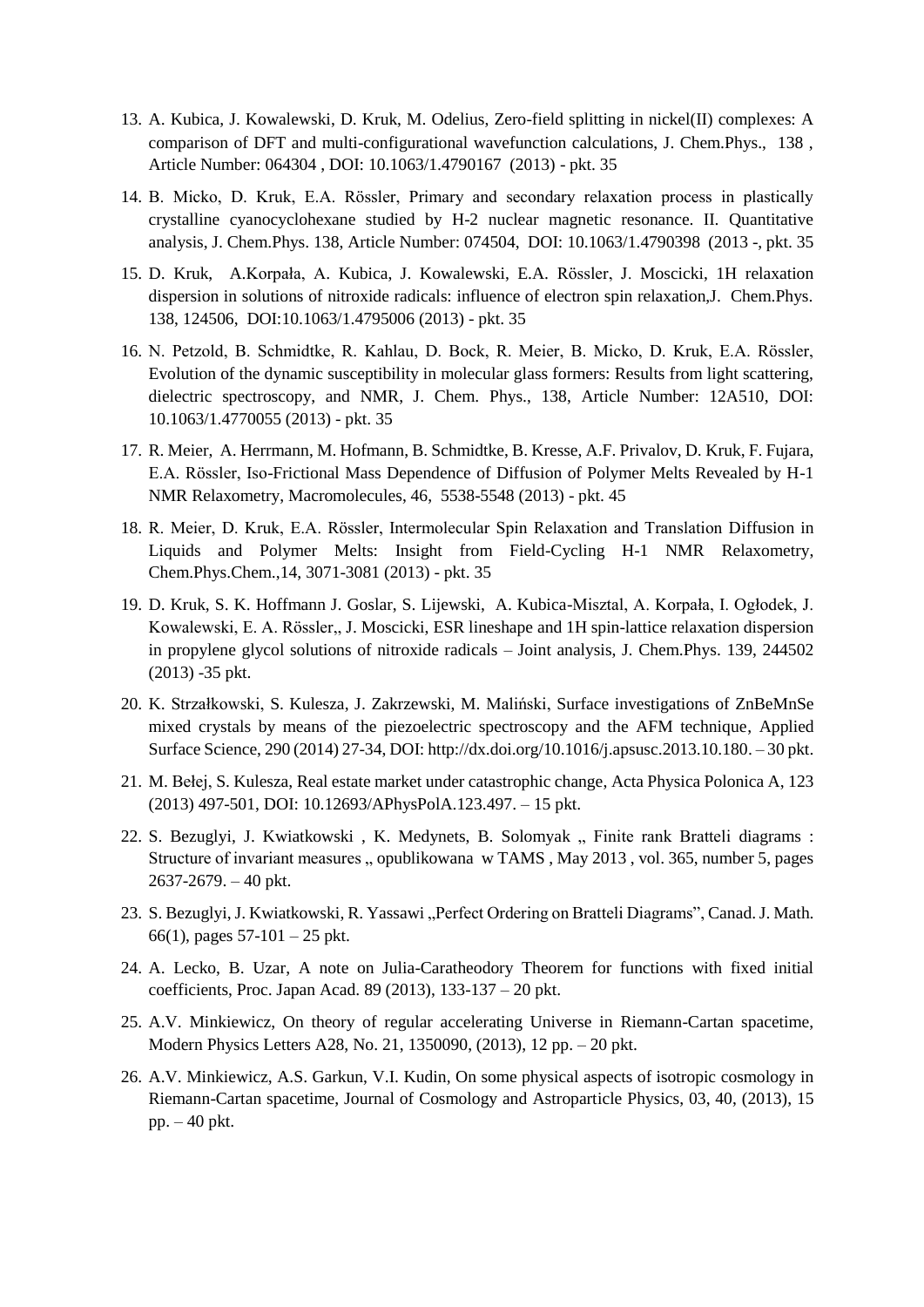13. A. Kubica, J. Kowalewski, D. Kruk, M. Odelius, Zero-field splitting in nickel(II) complexes: A comparison of DFT and multi-configurational wavefunction calculations, J. Chem.Phys., 138 , Article Number: 064304 , DOI: 10.1063/1.4790167 (2013) - pkt. 35
14. B. Micko, D. Kruk, E.A. Rössler, Primary and secondary relaxation process in plastically crystalline cyanocyclohexane studied by H-2 nuclear magnetic resonance. II. Quantitative analysis, J. Chem.Phys. 138, Article Number: 074504, DOI: 10.1063/1.4790398 (2013 -, pkt. 35
15. D. Kruk, A.Korpała, A. Kubica, J. Kowalewski, E.A. Rössler, J. Moscicki, 1H relaxation dispersion in solutions of nitroxide radicals: influence of electron spin relaxation,J. Chem.Phys. 138, 124506, DOI:10.1063/1.4795006 (2013) - pkt. 35
16. N. Petzold, B. Schmidtke, R. Kahlau, D. Bock, R. Meier, B. Micko, D. Kruk, E.A. Rössler, Evolution of the dynamic susceptibility in molecular glass formers: Results from light scattering, dielectric spectroscopy, and NMR, J. Chem. Phys., 138, Article Number: 12A510, DOI: 10.1063/1.4770055 (2013) - pkt. 35
17. R. Meier, A. Herrmann, M. Hofmann, B. Schmidtke, B. Kresse, A.F. Privalov, D. Kruk, F. Fujara, E.A. Rössler, Iso-Frictional Mass Dependence of Diffusion of Polymer Melts Revealed by H-1 NMR Relaxometry, Macromolecules, 46, 5538-5548 (2013) - pkt. 45
18. R. Meier, D. Kruk, E.A. Rössler, Intermolecular Spin Relaxation and Translation Diffusion in Liquids and Polymer Melts: Insight from Field-Cycling H-1 NMR Relaxometry, Chem.Phys.Chem.,14, 3071-3081 (2013) - pkt. 35
19. D. Kruk, S. K. Hoffmann J. Goslar, S. Lijewski, A. Kubica-Misztal, A. Korpała, I. Ogłodek, J. Kowalewski, E. A. Rössler,, J. Moscicki, ESR lineshape and 1H spin-lattice relaxation dispersion in propylene glycol solutions of nitroxide radicals – Joint analysis, J. Chem.Phys. 139, 244502 (2013) -35 pkt.
20. K. Strzałkowski, S. Kulesza, J. Zakrzewski, M. Maliński, Surface investigations of ZnBeMnSe mixed crystals by means of the piezoelectric spectroscopy and the AFM technique, Applied Surface Science, 290 (2014) 27-34, DOI: http://dx.doi.org/10.1016/j.apsusc.2013.10.180. – 30 pkt.
21. M. Bełej, S. Kulesza, Real estate market under catastrophic change, Acta Physica Polonica A, 123 (2013) 497-501, DOI: 10.12693/APhysPolA.123.497. – 15 pkt.
22. S. Bezuglyi, J. Kwiatkowski , K. Medynets, B. Solomyak „ Finite rank Bratteli diagrams : Structure of invariant measures „ opublikowana w TAMS , May 2013 , vol. 365, number 5, pages 2637-2679. – 40 pkt.
23. S. Bezuglyi, J. Kwiatkowski, R. Yassawi „Perfect Ordering on Bratteli Diagrams", Canad. J. Math. 66(1), pages 57-101 – 25 pkt.
24. A. Lecko, B. Uzar, A note on Julia-Caratheodory Theorem for functions with fixed initial coefficients, Proc. Japan Acad. 89 (2013), 133-137 – 20 pkt.
25. A.V. Minkiewicz, On theory of regular accelerating Universe in Riemann-Cartan spacetime, Modern Physics Letters A28, No. 21, 1350090, (2013), 12 pp. – 20 pkt.
26. A.V. Minkiewicz, A.S. Garkun, V.I. Kudin, On some physical aspects of isotropic cosmology in Riemann-Cartan spacetime, Journal of Cosmology and Astroparticle Physics, 03, 40, (2013), 15 pp. – 40 pkt.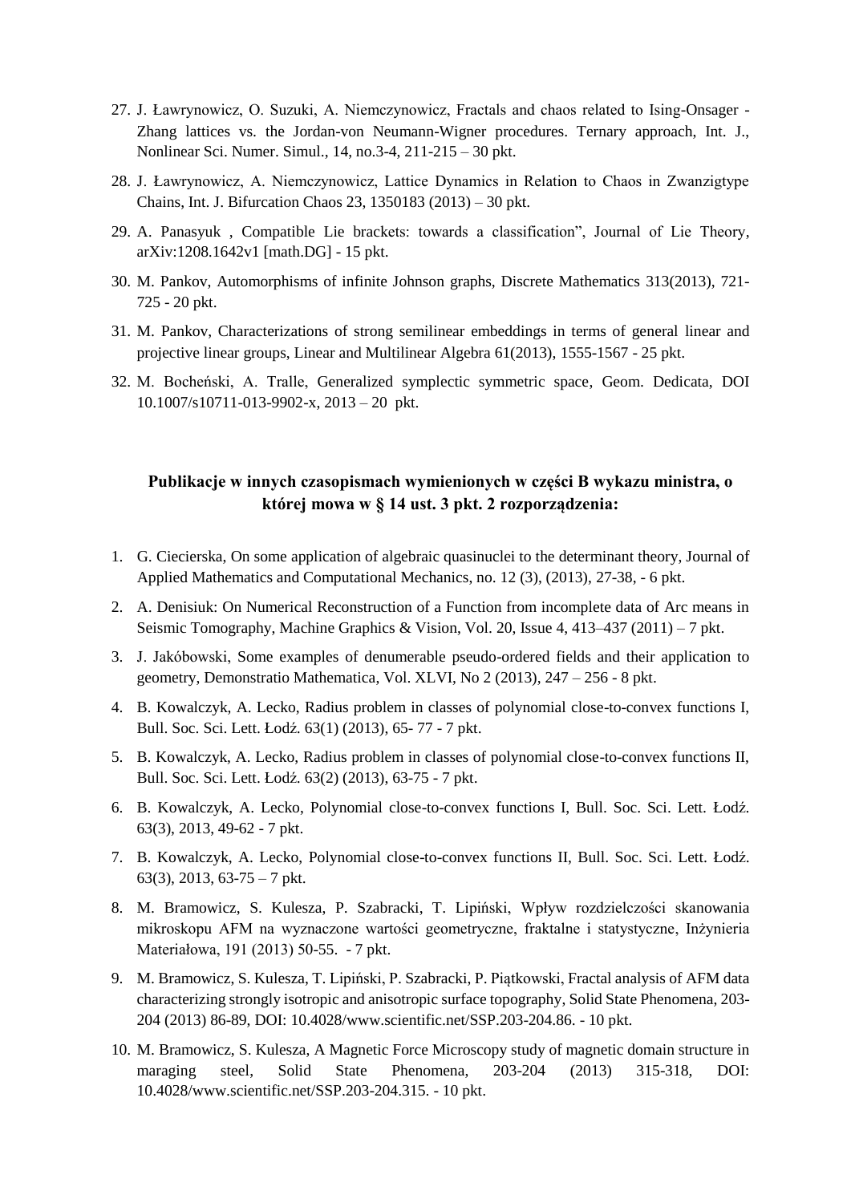27. J. Ławrynowicz, O. Suzuki, A. Niemczynowicz, Fractals and chaos related to Ising-Onsager - Zhang lattices vs. the Jordan-von Neumann-Wigner procedures. Ternary approach, Int. J., Nonlinear Sci. Numer. Simul., 14, no.3-4, 211-215 – 30 pkt.
28. J. Ławrynowicz, A. Niemczynowicz, Lattice Dynamics in Relation to Chaos in Zwanzigtype Chains, Int. J. Bifurcation Chaos 23, 1350183 (2013) – 30 pkt.
29. A. Panasyuk , Compatible Lie brackets: towards a classification", Journal of Lie Theory, arXiv:1208.1642v1 [math.DG] - 15 pkt.
30. M. Pankov, Automorphisms of infinite Johnson graphs, Discrete Mathematics 313(2013), 721-725 - 20 pkt.
31. M. Pankov, Characterizations of strong semilinear embeddings in terms of general linear and projective linear groups, Linear and Multilinear Algebra 61(2013), 1555-1567 - 25 pkt.
32. M. Bocheński, A. Tralle, Generalized symplectic symmetric space, Geom. Dedicata, DOI 10.1007/s10711-013-9902-x, 2013 – 20 pkt.

**Publikacje w innych czasopismach wymienionych w części B wykazu ministra, o której mowa w § 14 ust. 3 pkt. 2 rozporządzenia:**

1. G. Ciecierska, On some application of algebraic quasinuclei to the determinant theory, Journal of Applied Mathematics and Computational Mechanics, no. 12 (3), (2013), 27-38, - 6 pkt.
2. A. Denisiuk: On Numerical Reconstruction of a Function from incomplete data of Arc means in Seismic Tomography, Machine Graphics & Vision, Vol. 20, Issue 4, 413–437 (2011) – 7 pkt.
3. J. Jakóbowski, Some examples of denumerable pseudo-ordered fields and their application to geometry, Demonstratio Mathematica, Vol. XLVI, No 2 (2013), 247 – 256 - 8 pkt.
4. B. Kowalczyk, A. Lecko, Radius problem in classes of polynomial close-to-convex functions I, Bull. Soc. Sci. Lett. Łodź. 63(1) (2013), 65- 77 - 7 pkt.
5. B. Kowalczyk, A. Lecko, Radius problem in classes of polynomial close-to-convex functions II, Bull. Soc. Sci. Lett. Łodź. 63(2) (2013), 63-75 - 7 pkt.
6. B. Kowalczyk, A. Lecko, Polynomial close-to-convex functions I, Bull. Soc. Sci. Lett. Łodź. 63(3), 2013, 49-62 - 7 pkt.
7. B. Kowalczyk, A. Lecko, Polynomial close-to-convex functions II, Bull. Soc. Sci. Lett. Łodź. 63(3), 2013, 63-75 – 7 pkt.
8. M. Bramowicz, S. Kulesza, P. Szabracki, T. Lipiński, Wpływ rozdzielczości skanowania mikroskopu AFM na wyznaczone wartości geometryczne, fraktalne i statystyczne, Inżynieria Materiałowa, 191 (2013) 50-55. - 7 pkt.
9. M. Bramowicz, S. Kulesza, T. Lipiński, P. Szabracki, P. Piątkowski, Fractal analysis of AFM data characterizing strongly isotropic and anisotropic surface topography, Solid State Phenomena, 203-204 (2013) 86-89, DOI: 10.4028/www.scientific.net/SSP.203-204.86. - 10 pkt.
10. M. Bramowicz, S. Kulesza, A Magnetic Force Microscopy study of magnetic domain structure in maraging steel, Solid State Phenomena, 203-204 (2013) 315-318, DOI: 10.4028/www.scientific.net/SSP.203-204.315. - 10 pkt.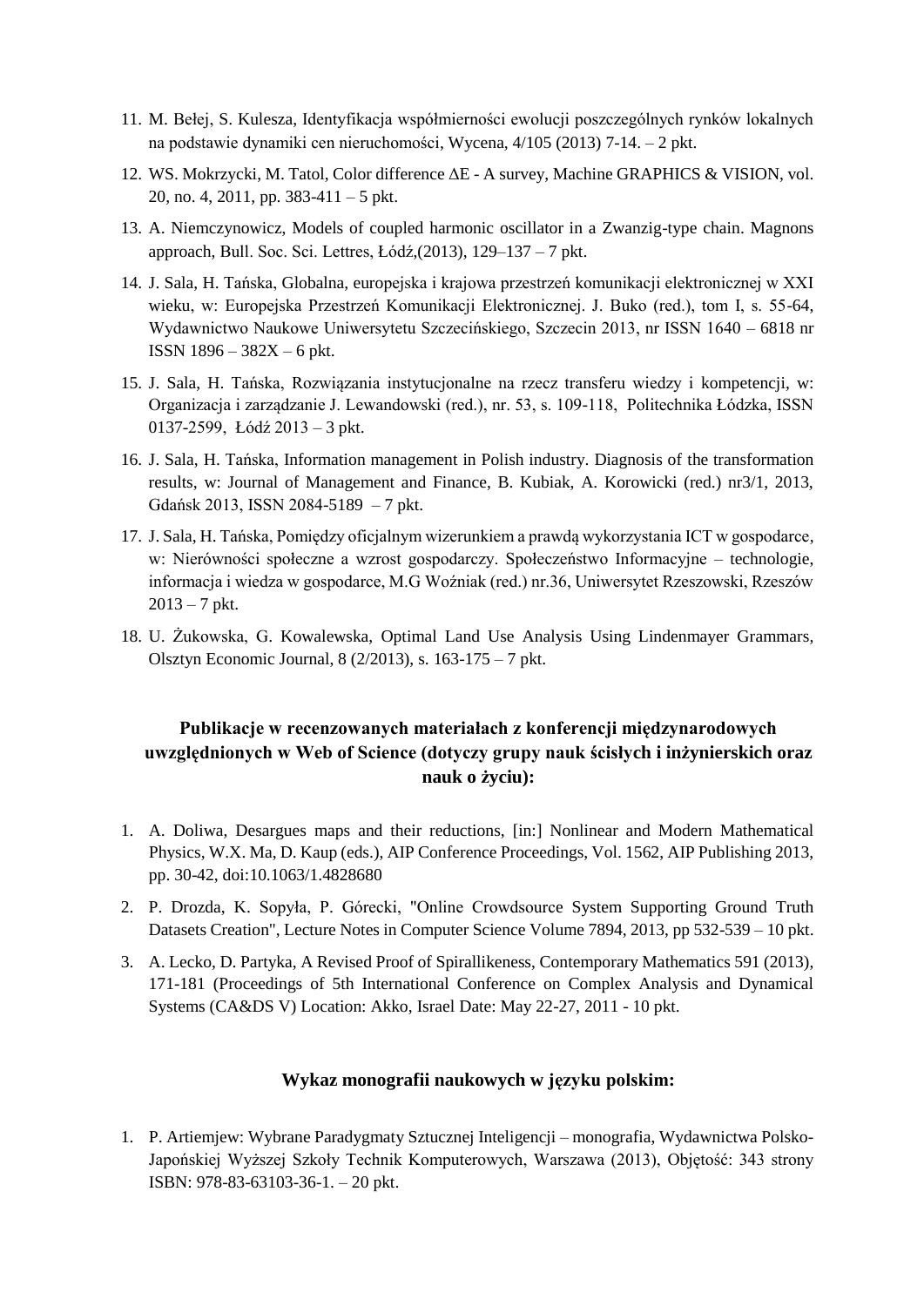11. M. Bełej, S. Kulesza, Identyfikacja współmierności ewolucji poszczególnych rynków lokalnych na podstawie dynamiki cen nieruchomości, Wycena, 4/105 (2013) 7-14. – 2 pkt.
12. WS. Mokrzycki, M. Tatol, Color difference ΔE - A survey, Machine GRAPHICS & VISION, vol. 20, no. 4, 2011, pp. 383-411 – 5 pkt.
13. A. Niemczynowicz, Models of coupled harmonic oscillator in a Zwanzig-type chain. Magnons approach, Bull. Soc. Sci. Lettres, Łódź,(2013), 129–137 – 7 pkt.
14. J. Sala, H. Tańska, Globalna, europejska i krajowa przestrzeń komunikacji elektronicznej w XXI wieku, w: Europejska Przestrzeń Komunikacji Elektronicznej. J. Buko (red.), tom I, s. 55-64, Wydawnictwo Naukowe Uniwersytetu Szczecińskiego, Szczecin 2013, nr ISSN 1640 – 6818 nr ISSN 1896 – 382X – 6 pkt.
15. J. Sala, H. Tańska, Rozwiązania instytucjonalne na rzecz transferu wiedzy i kompetencji, w: Organizacja i zarządzanie J. Lewandowski (red.), nr. 53, s. 109-118, Politechnika Łódzka, ISSN 0137-2599, Łódź 2013 – 3 pkt.
16. J. Sala, H. Tańska, Information management in Polish industry. Diagnosis of the transformation results, w: Journal of Management and Finance, B. Kubiak, A. Korowicki (red.) nr3/1, 2013, Gdańsk 2013, ISSN 2084-5189 – 7 pkt.
17. J. Sala, H. Tańska, Pomiędzy oficjalnym wizerunkiem a prawdą wykorzystania ICT w gospodarce, w: Nierówności społeczne a wzrost gospodarczy. Społeczeństwo Informacyjne – technologie, informacja i wiedza w gospodarce, M.G Woźniak (red.) nr.36, Uniwersytet Rzeszowski, Rzeszów 2013 – 7 pkt.
18. U. Żukowska, G. Kowalewska, Optimal Land Use Analysis Using Lindenmayer Grammars, Olsztyn Economic Journal, 8 (2/2013), s. 163-175 – 7 pkt.

## Publikacje w recenzowanych materiałach z konferencji międzynarodowych uwzględnionych w Web of Science (dotyczy grupy nauk ścisłych i inżynierskich oraz nauk o życiu):

1. A. Doliwa, Desargues maps and their reductions, [in:] Nonlinear and Modern Mathematical Physics, W.X. Ma, D. Kaup (eds.), AIP Conference Proceedings, Vol. 1562, AIP Publishing 2013, pp. 30-42, doi:10.1063/1.4828680
2. P. Drozda, K. Sopyła, P. Górecki, "Online Crowdsource System Supporting Ground Truth Datasets Creation", Lecture Notes in Computer Science Volume 7894, 2013, pp 532-539 – 10 pkt.
3. A. Lecko, D. Partyka, A Revised Proof of Spirallikeness, Contemporary Mathematics 591 (2013), 171-181 (Proceedings of 5th International Conference on Complex Analysis and Dynamical Systems (CA&DS V) Location: Akko, Israel Date: May 22-27, 2011 - 10 pkt.

## Wykaz monografii naukowych w języku polskim:

1. P. Artiemjew: Wybrane Paradygmaty Sztucznej Inteligencji – monografia, Wydawnictwa Polsko-Japońskiej Wyższej Szkoły Technik Komputerowych, Warszawa (2013), Objętość: 343 strony ISBN: 978-83-63103-36-1. – 20 pkt.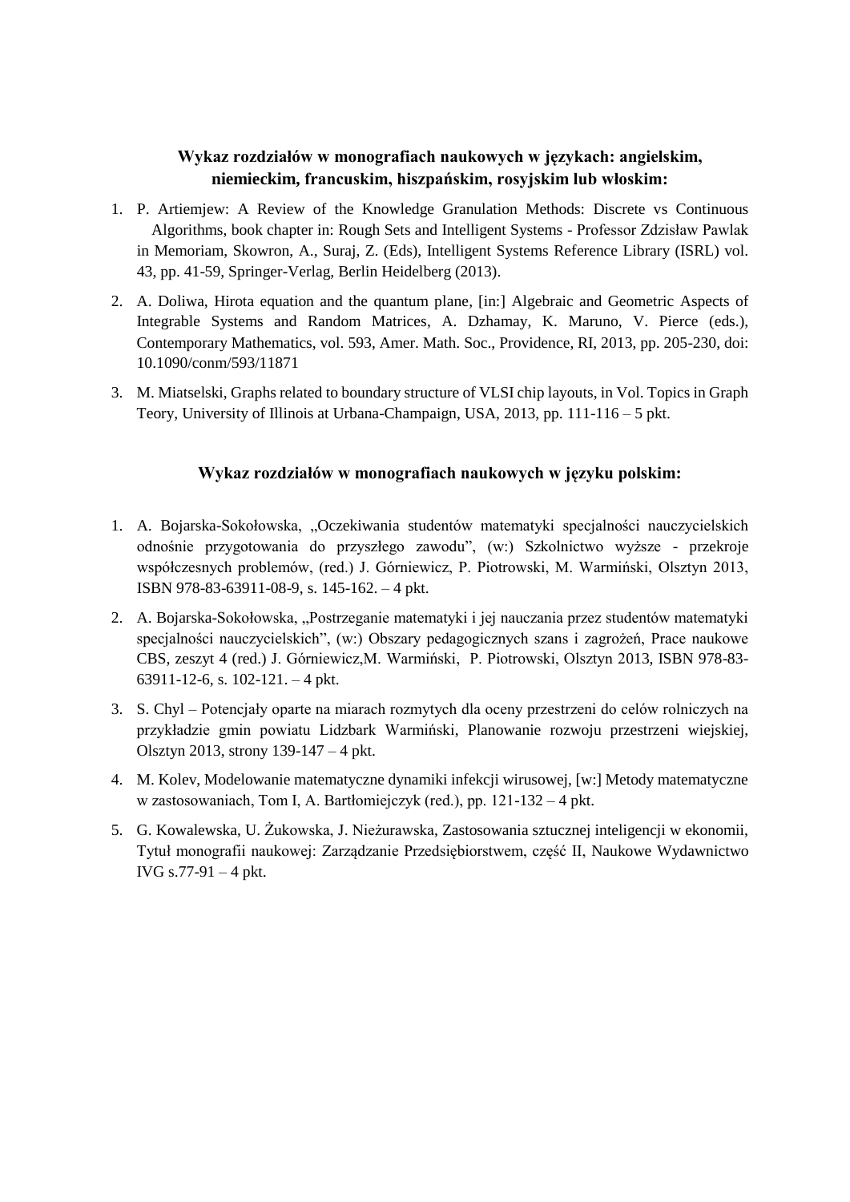**Wykaz rozdziałów w monografiach naukowych w językach: angielskim, niemieckim, francuskim, hiszpańskim, rosyjskim lub włoskim:**

1. P. Artiemjew: A Review of the Knowledge Granulation Methods: Discrete vs Continuous Algorithms, book chapter in: Rough Sets and Intelligent Systems - Professor Zdzisław Pawlak in Memoriam, Skowron, A., Suraj, Z. (Eds), Intelligent Systems Reference Library (ISRL) vol. 43, pp. 41-59, Springer-Verlag, Berlin Heidelberg (2013).
2. A. Doliwa, Hirota equation and the quantum plane, [in:] Algebraic and Geometric Aspects of Integrable Systems and Random Matrices, A. Dzhamay, K. Maruno, V. Pierce (eds.), Contemporary Mathematics, vol. 593, Amer. Math. Soc., Providence, RI, 2013, pp. 205-230, doi: 10.1090/conm/593/11871
3. M. Miatselski, Graphs related to boundary structure of VLSI chip layouts, in Vol. Topics in Graph Teory, University of Illinois at Urbana-Champaign, USA, 2013, pp. 111-116 – 5 pkt.

**Wykaz rozdziałów w monografiach naukowych w języku polskim:**

1. A. Bojarska-Sokołowska, „Oczekiwania studentów matematyki specjalności nauczycielskich odnośnie przygotowania do przyszłego zawodu", (w:) Szkolnictwo wyższe - przekroje współczesnych problemów, (red.) J. Górniewicz, P. Piotrowski, M. Warmiński, Olsztyn 2013, ISBN 978-83-63911-08-9, s. 145-162. – 4 pkt.
2. A. Bojarska-Sokołowska, „Postrzeganie matematyki i jej nauczania przez studentów matematyki specjalności nauczycielskich", (w:) Obszary pedagogicznych szans i zagrożeń, Prace naukowe CBS, zeszyt 4 (red.) J. Górniewicz,M. Warmiński, P. Piotrowski, Olsztyn 2013, ISBN 978-83-63911-12-6, s. 102-121. – 4 pkt.
3. S. Chyl – Potencjały oparte na miarach rozmytych dla oceny przestrzeni do celów rolniczych na przykładzie gmin powiatu Lidzbark Warmiński, Planowanie rozwoju przestrzeni wiejskiej, Olsztyn 2013, strony 139-147 – 4 pkt.
4. M. Kolev, Modelowanie matematyczne dynamiki infekcji wirusowej, [w:] Metody matematyczne w zastosowaniach, Tom I, A. Bartłomiejczyk (red.), pp. 121-132 – 4 pkt.
5. G. Kowalewska, U. Żukowska, J. Nieżurawska, Zastosowania sztucznej inteligencji w ekonomii, Tytuł monografii naukowej: Zarządzanie Przedsiębiorstwem, część II, Naukowe Wydawnictwo IVG s.77-91 – 4 pkt.